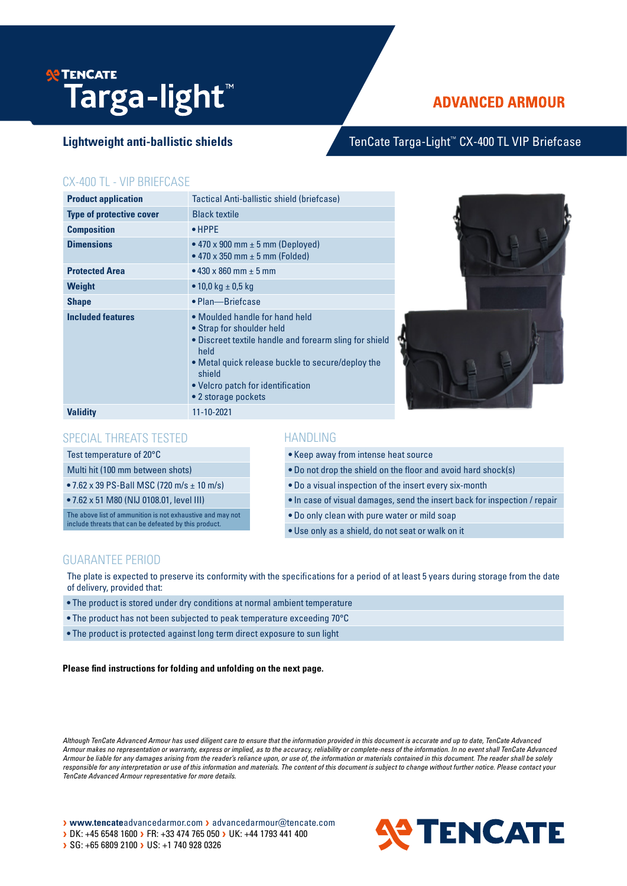# TenCate Targa-light™

## ADVANCED ARMOUR

**Lightweight anti-ballistic shields**

TenCate Targa-Light™ CX-400 TL VIP Briefcase

## CX-400 TL - VIP BRIEFCASE

| | |
|---|---|
| **Product application** | Tactical Anti-ballistic shield (briefcase) |
| **Type of protective cover** | Black textile |
| **Composition** | • HPPE |
| **Dimensions** | • 470 x 900 mm ± 5 mm (Deployed)<br>• 470 x 350 mm ± 5 mm (Folded) |
| **Protected Area** | • 430 x 860 mm ± 5 mm |
| **Weight** | • 10,0 kg ± 0,5 kg |
| **Shape** | • Plan—Briefcase |
| **Included features** | • Moulded handle for hand held<br>• Strap for shoulder held<br>• Discreet textile handle and forearm sling for shield held<br>• Metal quick release buckle to secure/deploy the shield<br>• Velcro patch for identification<br>• 2 storage pockets |
| **Validity** | 11-10-2021 |

## SPECIAL THREATS TESTED

| |
|---|
| Test temperature of 20°C |
| Multi hit (100 mm between shots) |
| • 7.62 x 39 PS-Ball MSC (720 m/s ± 10 m/s) |
| • 7.62 x 51 M80 (NIJ 0108.01, level III) |
| The above list of ammunition is not exhaustive and may not include threats that can be defeated by this product. |

## HANDLING

- Keep away from intense heat source
- Do not drop the shield on the floor and avoid hard shock(s)
- Do a visual inspection of the insert every six-month
- In case of visual damages, send the insert back for inspection / repair
- Do only clean with pure water or mild soap
- Use only as a shield, do not seat or walk on it

## GUARANTEE PERIOD

The plate is expected to preserve its conformity with the specifications for a period of at least 5 years during storage from the date of delivery, provided that:

- The product is stored under dry conditions at normal ambient temperature
- The product has not been subjected to peak temperature exceeding 70°C
- The product is protected against long term direct exposure to sun light

**Please find instructions for folding and unfolding on the next page.**

*Although TenCate Advanced Armour has used diligent care to ensure that the information provided in this document is accurate and up to date, TenCate Advanced Armour makes no representation or warranty, express or implied, as to the accuracy, reliability or complete-ness of the information. In no event shall TenCate Advanced Armour be liable for any damages arising from the reader's reliance upon, or use of, the information or materials contained in this document. The reader shall be solely responsible for any interpretation or use of this information and materials. The content of this document is subject to change without further notice. Please contact your TenCate Advanced Armour representative for more details.*

› **www.tencate**advancedarmor.com › advancedarmour@tencate.com
› DK: +45 6548 1600 › FR: +33 474 765 050 › UK: +44 1793 441 400
› SG: +65 6809 2100 › US: +1 740 928 0326

TENCATE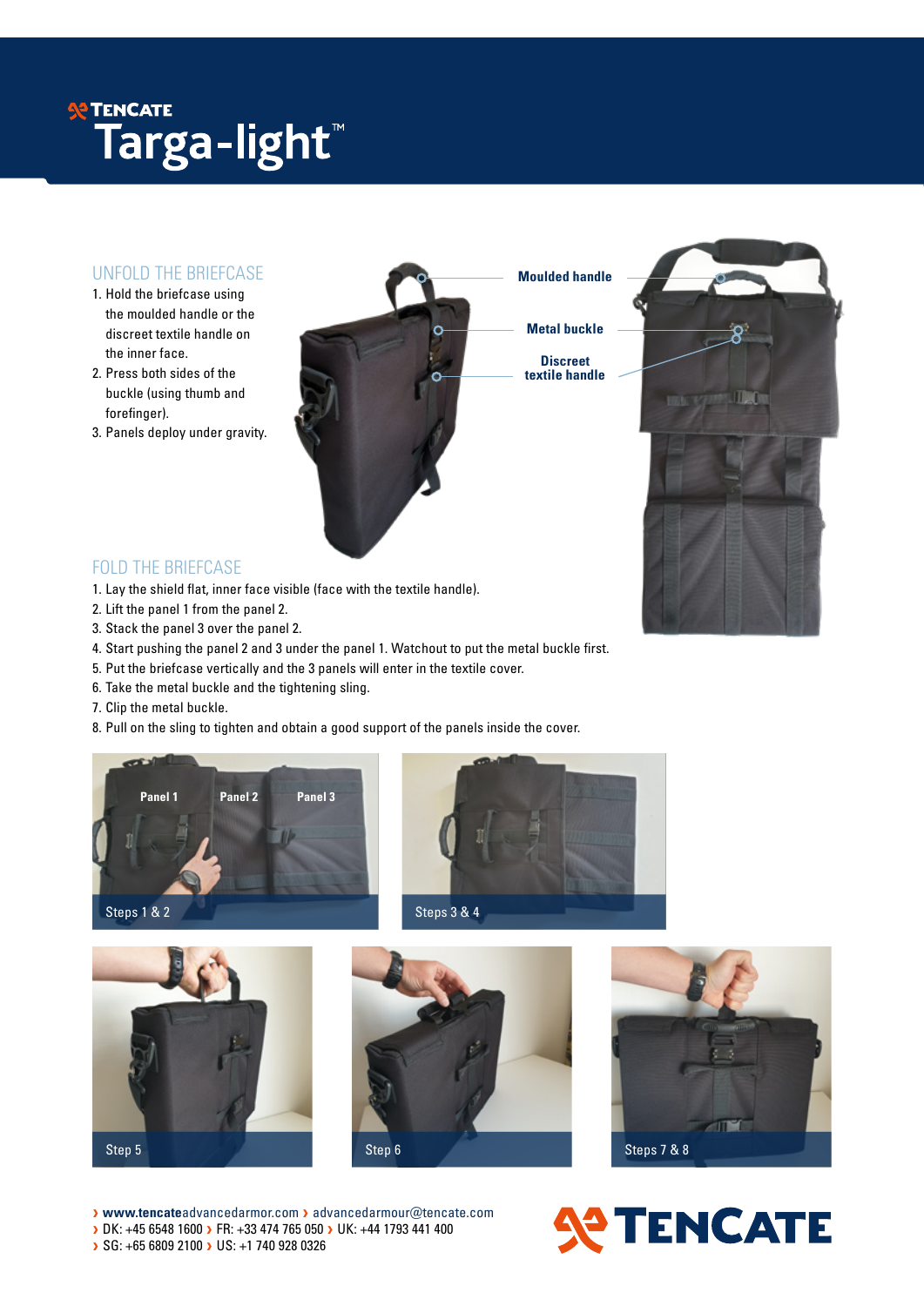# TENCATE Targa-light™

## UNFOLD THE BRIEFCASE

1. Hold the briefcase using the moulded handle or the discreet textile handle on the inner face.
2. Press both sides of the buckle (using thumb and forefinger).
3. Panels deploy under gravity.

Moulded handle

Metal buckle

Discreet textile handle

## FOLD THE BRIEFCASE

1. Lay the shield flat, inner face visible (face with the textile handle).
2. Lift the panel 1 from the panel 2.
3. Stack the panel 3 over the panel 2.
4. Start pushing the panel 2 and 3 under the panel 1. Watchout to put the metal buckle first.
5. Put the briefcase vertically and the 3 panels will enter in the textile cover.
6. Take the metal buckle and the tightening sling.
7. Clip the metal buckle.
8. Pull on the sling to tighten and obtain a good support of the panels inside the cover.

Panel 1 Panel 2 Panel 3

Steps 1 & 2

Steps 3 & 4

Step 5

Step 6

Steps 7 & 8

› www.tencateadvancedarmor.com › advancedarmour@tencate.com
› DK: +45 6548 1600 › FR: +33 474 765 050 › UK: +44 1793 441 400
› SG: +65 6809 2100 › US: +1 740 928 0326

TENCATE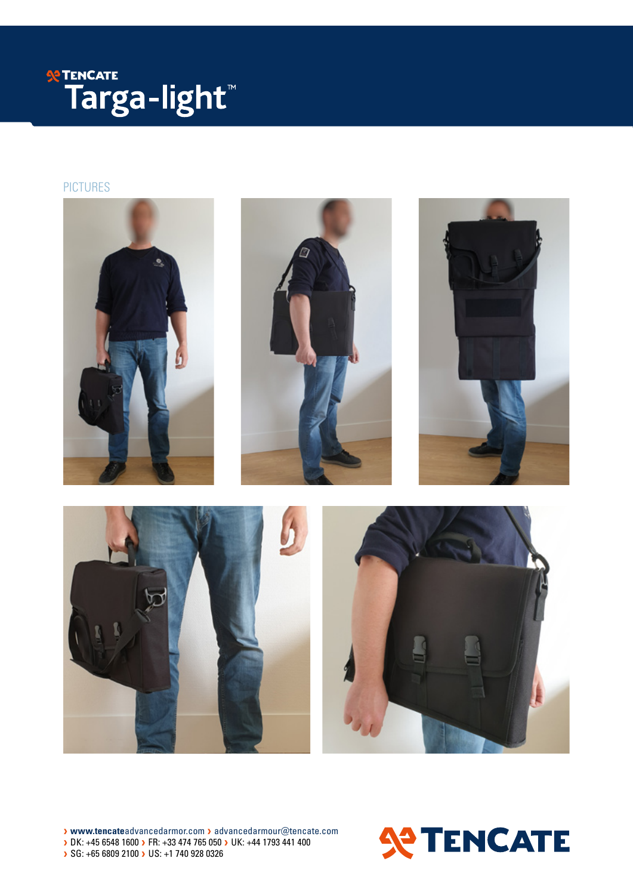# TENCATE Targa-light™

## PICTURES

› www.tencateadvancedarmor.com › advancedarmour@tencate.com
› DK: +45 6548 1600 › FR: +33 474 765 050 › UK: +44 1793 441 400
› SG: +65 6809 2100 › US: +1 740 928 0326

TENCATE